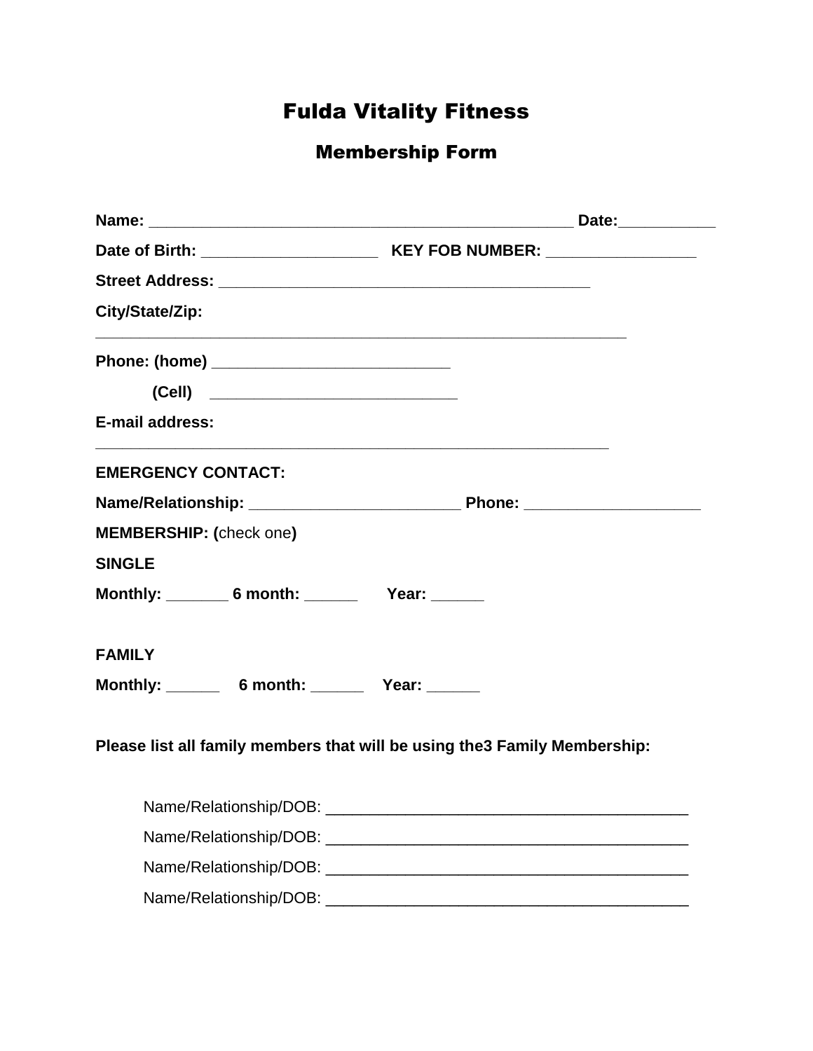# Fulda Vitality Fitness

## Membership Form

**Name:** ________________________________________________ **Date:**___________

**Date of Birth:** ____________________ **KEY FOB NUMBER:** _________________

**Street Address:** ___________________________________________

**City/State/Zip:**

_____________________________________________________________

**Phone: (home)** ___________________________

**(Cell)** ____________________________

**E-mail address:**

___________________________________________________________

**EMERGENCY CONTACT:**

**Name/Relationship:** ________________________ **Phone:** ____________________

**MEMBERSHIP: (**check one**)**

**SINGLE**

**Monthly:** _______ **6 month:** ______ **Year:** ______

**FAMILY**

**Monthly:** ______ **6 month:** ______ **Year:** ______

**Please list all family members that will be using the3 Family Membership:**

Name/Relationship/DOB: _________________________________________

Name/Relationship/DOB: _________________________________________

Name/Relationship/DOB: _________________________________________

Name/Relationship/DOB: _________________________________________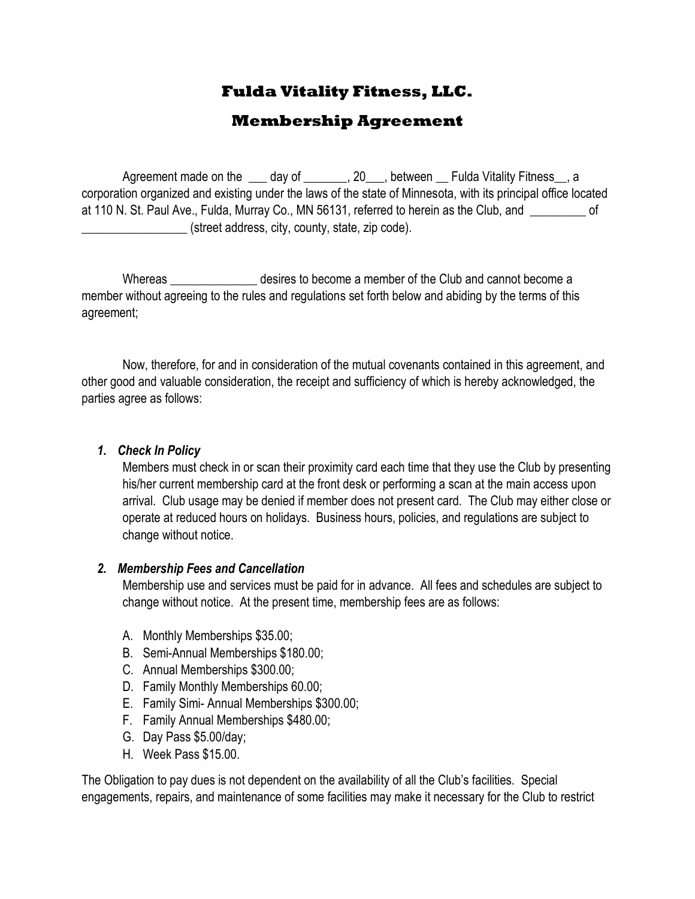# Fulda Vitality Fitness, LLC.

## Membership Agreement

Agreement made on the ___ day of _______, 20___, between __ Fulda Vitality Fitness__, a corporation organized and existing under the laws of the state of Minnesota, with its principal office located at 110 N. St. Paul Ave., Fulda, Murray Co., MN 56131, referred to herein as the Club, and _________ of _________________ (street address, city, county, state, zip code).

Whereas ______________ desires to become a member of the Club and cannot become a member without agreeing to the rules and regulations set forth below and abiding by the terms of this agreement;

Now, therefore, for and in consideration of the mutual covenants contained in this agreement, and other good and valuable consideration, the receipt and sufficiency of which is hereby acknowledged, the parties agree as follows:

1. ***Check In Policy***

   Members must check in or scan their proximity card each time that they use the Club by presenting his/her current membership card at the front desk or performing a scan at the main access upon arrival. Club usage may be denied if member does not present card. The Club may either close or operate at reduced hours on holidays. Business hours, policies, and regulations are subject to change without notice.

2. ***Membership Fees and Cancellation***

   Membership use and services must be paid for in advance. All fees and schedules are subject to change without notice. At the present time, membership fees are as follows:

   A. Monthly Memberships $35.00;
   B. Semi-Annual Memberships $180.00;
   C. Annual Memberships $300.00;
   D. Family Monthly Memberships 60.00;
   E. Family Simi- Annual Memberships $300.00;
   F. Family Annual Memberships $480.00;
   G. Day Pass $5.00/day;
   H. Week Pass $15.00.

The Obligation to pay dues is not dependent on the availability of all the Club's facilities. Special engagements, repairs, and maintenance of some facilities may make it necessary for the Club to restrict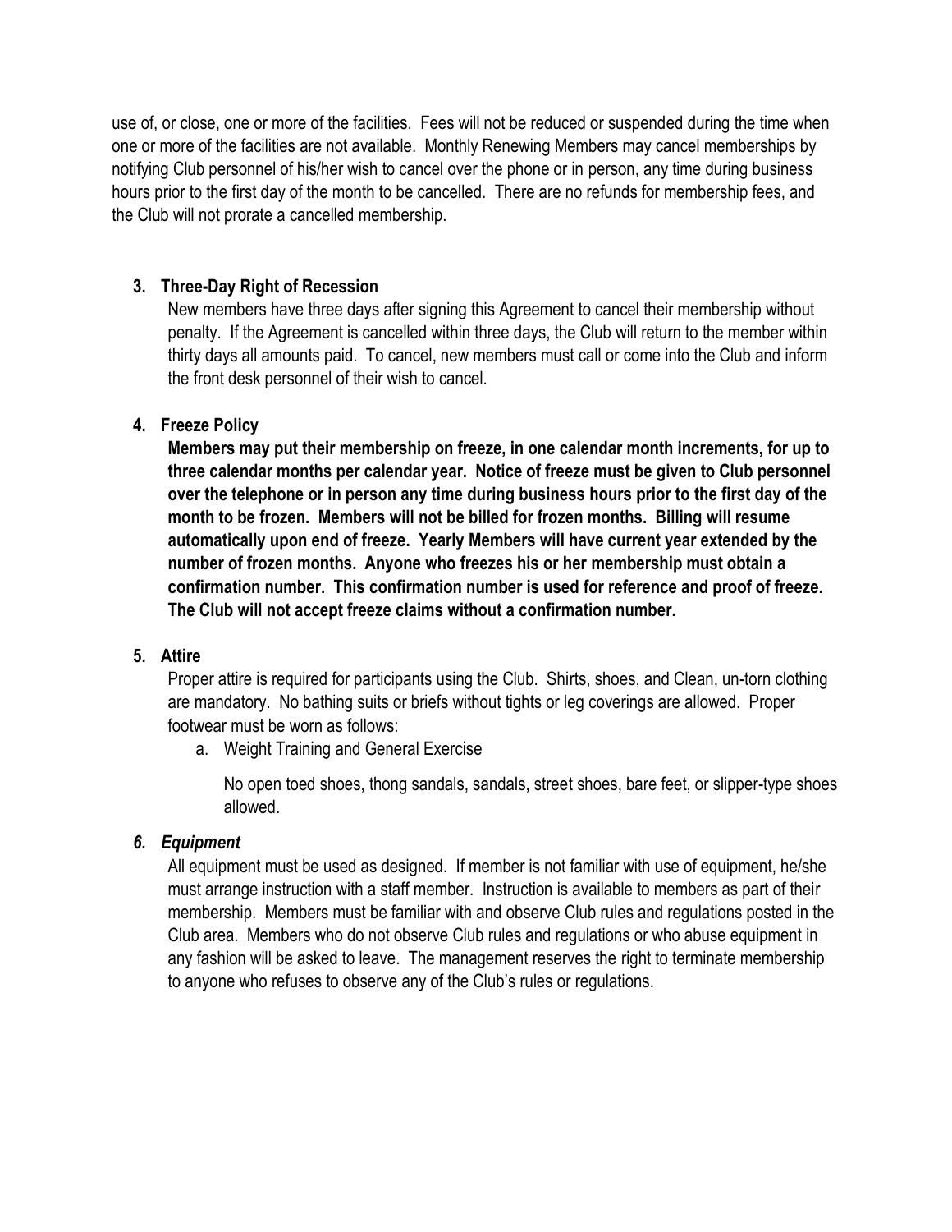use of, or close, one or more of the facilities. Fees will not be reduced or suspended during the time when one or more of the facilities are not available. Monthly Renewing Members may cancel memberships by notifying Club personnel of his/her wish to cancel over the phone or in person, any time during business hours prior to the first day of the month to be cancelled. There are no refunds for membership fees, and the Club will not prorate a cancelled membership.

**3. Three-Day Right of Recession**

New members have three days after signing this Agreement to cancel their membership without penalty. If the Agreement is cancelled within three days, the Club will return to the member within thirty days all amounts paid. To cancel, new members must call or come into the Club and inform the front desk personnel of their wish to cancel.

**4. Freeze Policy**

**Members may put their membership on freeze, in one calendar month increments, for up to three calendar months per calendar year. Notice of freeze must be given to Club personnel over the telephone or in person any time during business hours prior to the first day of the month to be frozen. Members will not be billed for frozen months. Billing will resume automatically upon end of freeze. Yearly Members will have current year extended by the number of frozen months. Anyone who freezes his or her membership must obtain a confirmation number. This confirmation number is used for reference and proof of freeze. The Club will not accept freeze claims without a confirmation number.**

**5. Attire**

Proper attire is required for participants using the Club. Shirts, shoes, and Clean, un-torn clothing are mandatory. No bathing suits or briefs without tights or leg coverings are allowed. Proper footwear must be worn as follows:

a. Weight Training and General Exercise

No open toed shoes, thong sandals, sandals, street shoes, bare feet, or slipper-type shoes allowed.

***6. Equipment***

All equipment must be used as designed. If member is not familiar with use of equipment, he/she must arrange instruction with a staff member. Instruction is available to members as part of their membership. Members must be familiar with and observe Club rules and regulations posted in the Club area. Members who do not observe Club rules and regulations or who abuse equipment in any fashion will be asked to leave. The management reserves the right to terminate membership to anyone who refuses to observe any of the Club's rules or regulations.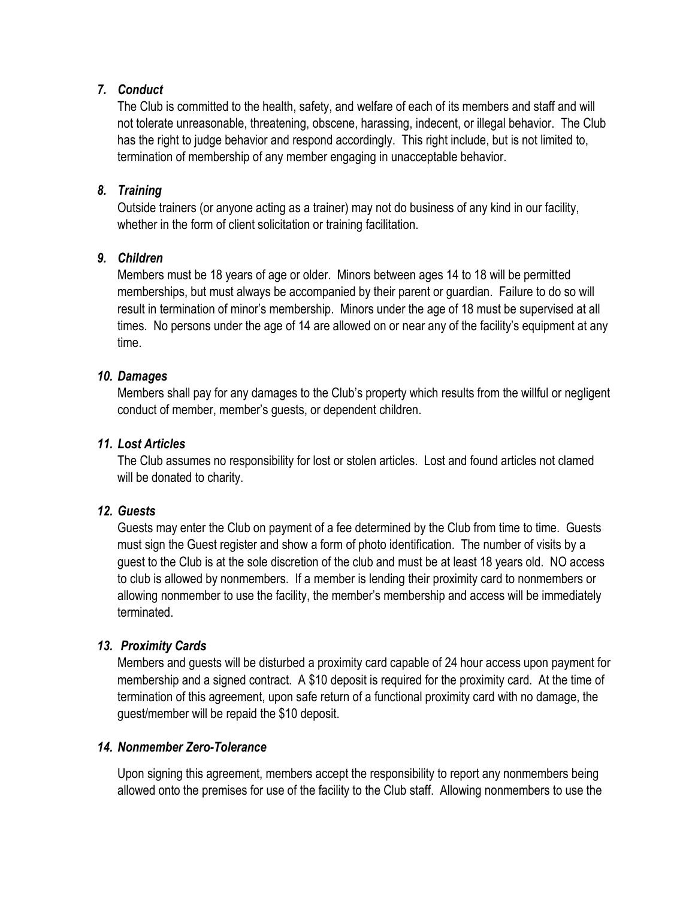### *7. Conduct*

The Club is committed to the health, safety, and welfare of each of its members and staff and will not tolerate unreasonable, threatening, obscene, harassing, indecent, or illegal behavior. The Club has the right to judge behavior and respond accordingly. This right include, but is not limited to, termination of membership of any member engaging in unacceptable behavior.

### *8. Training*

Outside trainers (or anyone acting as a trainer) may not do business of any kind in our facility, whether in the form of client solicitation or training facilitation.

### *9. Children*

Members must be 18 years of age or older. Minors between ages 14 to 18 will be permitted memberships, but must always be accompanied by their parent or guardian. Failure to do so will result in termination of minor's membership. Minors under the age of 18 must be supervised at all times. No persons under the age of 14 are allowed on or near any of the facility's equipment at any time.

### *10. Damages*

Members shall pay for any damages to the Club's property which results from the willful or negligent conduct of member, member's guests, or dependent children.

### *11. Lost Articles*

The Club assumes no responsibility for lost or stolen articles. Lost and found articles not clamed will be donated to charity.

### *12. Guests*

Guests may enter the Club on payment of a fee determined by the Club from time to time. Guests must sign the Guest register and show a form of photo identification. The number of visits by a guest to the Club is at the sole discretion of the club and must be at least 18 years old. NO access to club is allowed by nonmembers. If a member is lending their proximity card to nonmembers or allowing nonmember to use the facility, the member's membership and access will be immediately terminated.

### *13. Proximity Cards*

Members and guests will be disturbed a proximity card capable of 24 hour access upon payment for membership and a signed contract. A $10 deposit is required for the proximity card. At the time of termination of this agreement, upon safe return of a functional proximity card with no damage, the guest/member will be repaid the $10 deposit.

### *14. Nonmember Zero-Tolerance*

Upon signing this agreement, members accept the responsibility to report any nonmembers being allowed onto the premises for use of the facility to the Club staff. Allowing nonmembers to use the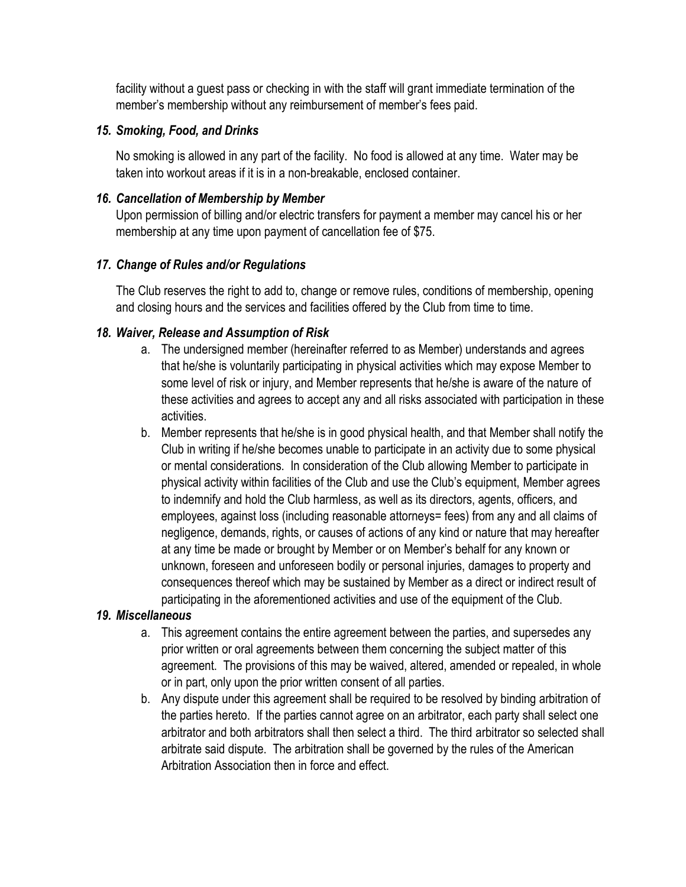facility without a guest pass or checking in with the staff will grant immediate termination of the member's membership without any reimbursement of member's fees paid.

### *15. Smoking, Food, and Drinks*

No smoking is allowed in any part of the facility. No food is allowed at any time. Water may be taken into workout areas if it is in a non-breakable, enclosed container.

### *16. Cancellation of Membership by Member*

Upon permission of billing and/or electric transfers for payment a member may cancel his or her membership at any time upon payment of cancellation fee of $75.

### *17. Change of Rules and/or Regulations*

The Club reserves the right to add to, change or remove rules, conditions of membership, opening and closing hours and the services and facilities offered by the Club from time to time.

### *18. Waiver, Release and Assumption of Risk*

a. The undersigned member (hereinafter referred to as Member) understands and agrees that he/she is voluntarily participating in physical activities which may expose Member to some level of risk or injury, and Member represents that he/she is aware of the nature of these activities and agrees to accept any and all risks associated with participation in these activities.

b. Member represents that he/she is in good physical health, and that Member shall notify the Club in writing if he/she becomes unable to participate in an activity due to some physical or mental considerations. In consideration of the Club allowing Member to participate in physical activity within facilities of the Club and use the Club's equipment, Member agrees to indemnify and hold the Club harmless, as well as its directors, agents, officers, and employees, against loss (including reasonable attorneys= fees) from any and all claims of negligence, demands, rights, or causes of actions of any kind or nature that may hereafter at any time be made or brought by Member or on Member's behalf for any known or unknown, foreseen and unforeseen bodily or personal injuries, damages to property and consequences thereof which may be sustained by Member as a direct or indirect result of participating in the aforementioned activities and use of the equipment of the Club.

### *19. Miscellaneous*

a. This agreement contains the entire agreement between the parties, and supersedes any prior written or oral agreements between them concerning the subject matter of this agreement. The provisions of this may be waived, altered, amended or repealed, in whole or in part, only upon the prior written consent of all parties.

b. Any dispute under this agreement shall be required to be resolved by binding arbitration of the parties hereto. If the parties cannot agree on an arbitrator, each party shall select one arbitrator and both arbitrators shall then select a third. The third arbitrator so selected shall arbitrate said dispute. The arbitration shall be governed by the rules of the American Arbitration Association then in force and effect.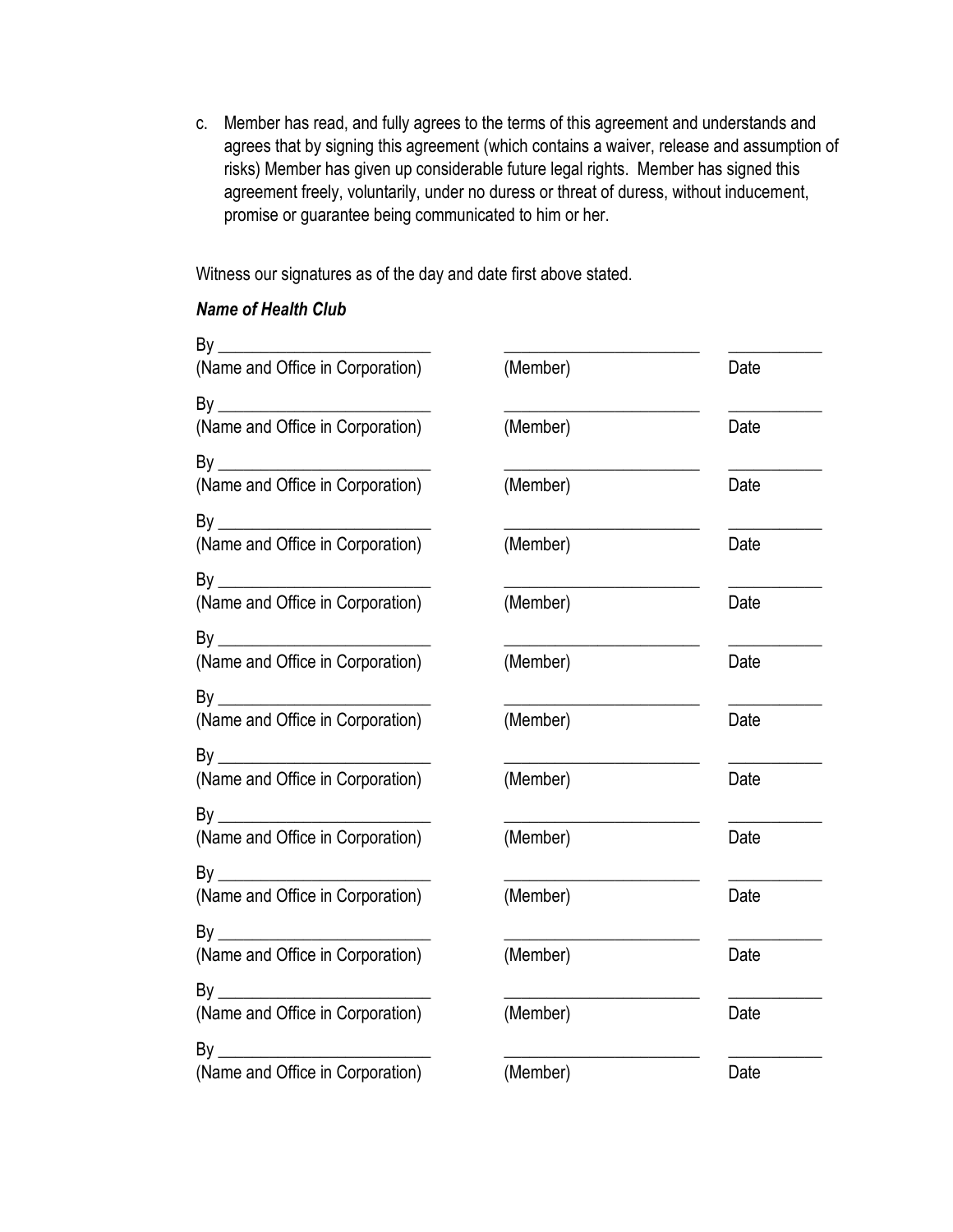c. Member has read, and fully agrees to the terms of this agreement and understands and agrees that by signing this agreement (which contains a waiver, release and assumption of risks) Member has given up considerable future legal rights. Member has signed this agreement freely, voluntarily, under no duress or threat of duress, without inducement, promise or guarantee being communicated to him or her.

Witness our signatures as of the day and date first above stated.

***Name of Health Club***

| | | |
|---|---|---|
| By ________________________ | ______________________ | __________ |
| (Name and Office in Corporation) | (Member) | Date |
| By ________________________ | ______________________ | __________ |
| (Name and Office in Corporation) | (Member) | Date |
| By ________________________ | ______________________ | __________ |
| (Name and Office in Corporation) | (Member) | Date |
| By ________________________ | ______________________ | __________ |
| (Name and Office in Corporation) | (Member) | Date |
| By ________________________ | ______________________ | __________ |
| (Name and Office in Corporation) | (Member) | Date |
| By ________________________ | ______________________ | __________ |
| (Name and Office in Corporation) | (Member) | Date |
| By ________________________ | ______________________ | __________ |
| (Name and Office in Corporation) | (Member) | Date |
| By ________________________ | ______________________ | __________ |
| (Name and Office in Corporation) | (Member) | Date |
| By ________________________ | ______________________ | __________ |
| (Name and Office in Corporation) | (Member) | Date |
| By ________________________ | ______________________ | __________ |
| (Name and Office in Corporation) | (Member) | Date |
| By ________________________ | ______________________ | __________ |
| (Name and Office in Corporation) | (Member) | Date |
| By ________________________ | ______________________ | __________ |
| (Name and Office in Corporation) | (Member) | Date |
| By ________________________ | ______________________ | __________ |
| (Name and Office in Corporation) | (Member) | Date |